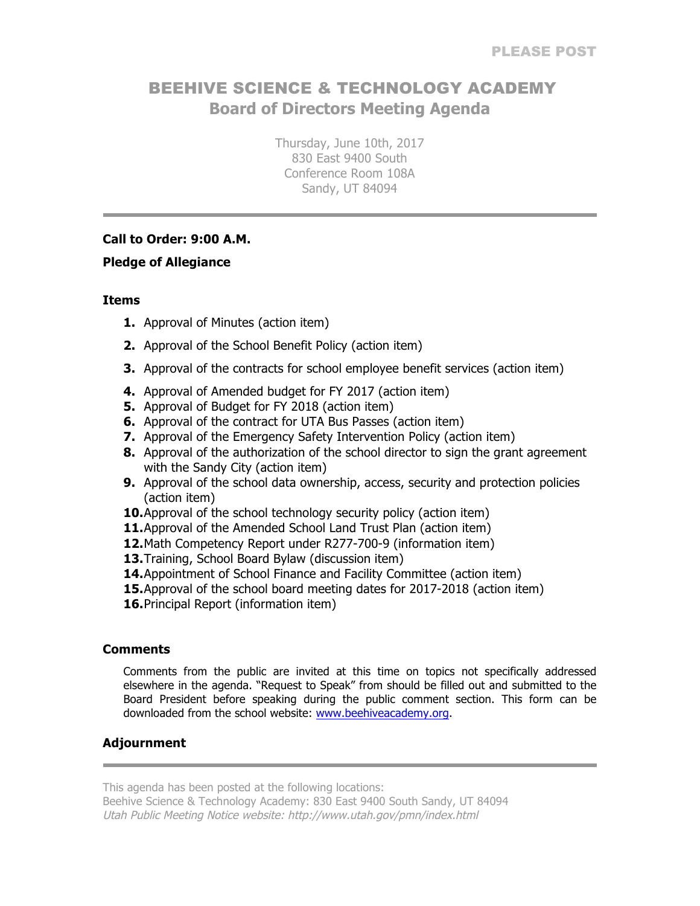PLEASE POST

# BEEHIVE SCIENCE & TECHNOLOGY ACADEMY
## Board of Directors Meeting Agenda

Thursday, June 10th, 2017
830 East 9400 South
Conference Room 108A
Sandy, UT 84094

---

**Call to Order: 9:00 A.M.**

**Pledge of Allegiance**

### Items

1. Approval of Minutes (action item)
2. Approval of the School Benefit Policy (action item)
3. Approval of the contracts for school employee benefit services (action item)
4. Approval of Amended budget for FY 2017 (action item)
5. Approval of Budget for FY 2018 (action item)
6. Approval of the contract for UTA Bus Passes (action item)
7. Approval of the Emergency Safety Intervention Policy (action item)
8. Approval of the authorization of the school director to sign the grant agreement with the Sandy City (action item)
9. Approval of the school data ownership, access, security and protection policies (action item)
10. Approval of the school technology security policy (action item)
11. Approval of the Amended School Land Trust Plan (action item)
12. Math Competency Report under R277-700-9 (information item)
13. Training, School Board Bylaw (discussion item)
14. Appointment of School Finance and Facility Committee (action item)
15. Approval of the school board meeting dates for 2017-2018 (action item)
16. Principal Report (information item)

### Comments

Comments from the public are invited at this time on topics not specifically addressed elsewhere in the agenda. "Request to Speak" from should be filled out and submitted to the Board President before speaking during the public comment section. This form can be downloaded from the school website: [www.beehiveacademy.org](http://www.beehiveacademy.org).

### Adjournment

---

This agenda has been posted at the following locations:
Beehive Science & Technology Academy: 830 East 9400 South Sandy, UT 84094
*Utah Public Meeting Notice website: http://www.utah.gov/pmn/index.html*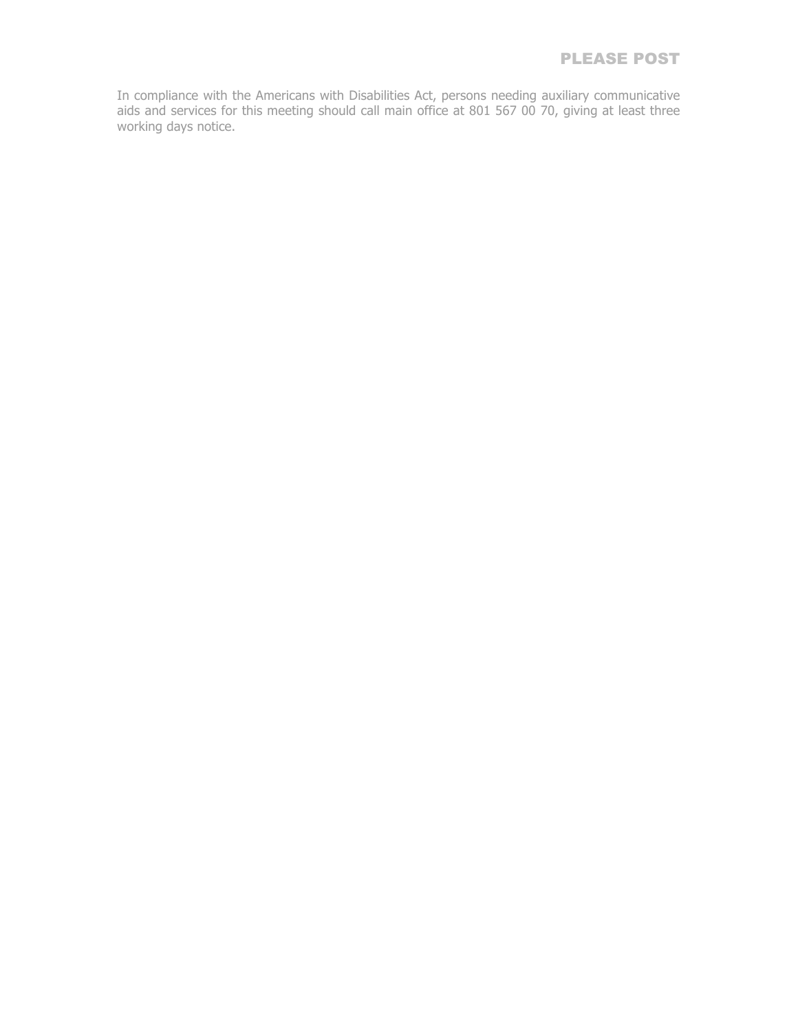**PLEASE POST**

In compliance with the Americans with Disabilities Act, persons needing auxiliary communicative aids and services for this meeting should call main office at 801 567 00 70, giving at least three working days notice.